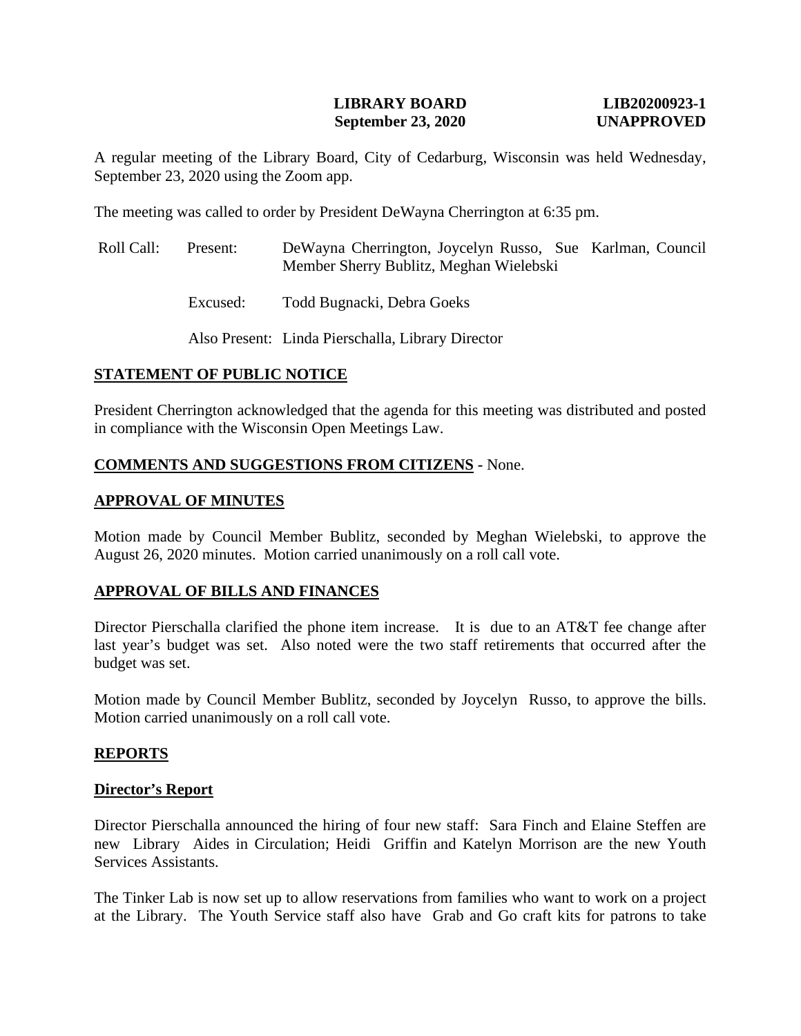**LIBRARY BOARD** **LIB20200923-1**
**September 23, 2020** **UNAPPROVED**

A regular meeting of the Library Board, City of Cedarburg, Wisconsin was held Wednesday, September 23, 2020 using the Zoom app.

The meeting was called to order by President DeWayna Cherrington at 6:35 pm.

Roll Call: Present: DeWayna Cherrington, Joycelyn Russo, Sue Karlman, Council Member Sherry Bublitz, Meghan Wielebski

Excused: Todd Bugnacki, Debra Goeks

Also Present: Linda Pierschalla, Library Director

## STATEMENT OF PUBLIC NOTICE

President Cherrington acknowledged that the agenda for this meeting was distributed and posted in compliance with the Wisconsin Open Meetings Law.

## COMMENTS AND SUGGESTIONS FROM CITIZENS - None.

## APPROVAL OF MINUTES

Motion made by Council Member Bublitz, seconded by Meghan Wielebski, to approve the August 26, 2020 minutes. Motion carried unanimously on a roll call vote.

## APPROVAL OF BILLS AND FINANCES

Director Pierschalla clarified the phone item increase. It is due to an AT&T fee change after last year's budget was set. Also noted were the two staff retirements that occurred after the budget was set.

Motion made by Council Member Bublitz, seconded by Joycelyn Russo, to approve the bills. Motion carried unanimously on a roll call vote.

## REPORTS

### Director's Report

Director Pierschalla announced the hiring of four new staff: Sara Finch and Elaine Steffen are new Library Aides in Circulation; Heidi Griffin and Katelyn Morrison are the new Youth Services Assistants.

The Tinker Lab is now set up to allow reservations from families who want to work on a project at the Library. The Youth Service staff also have Grab and Go craft kits for patrons to take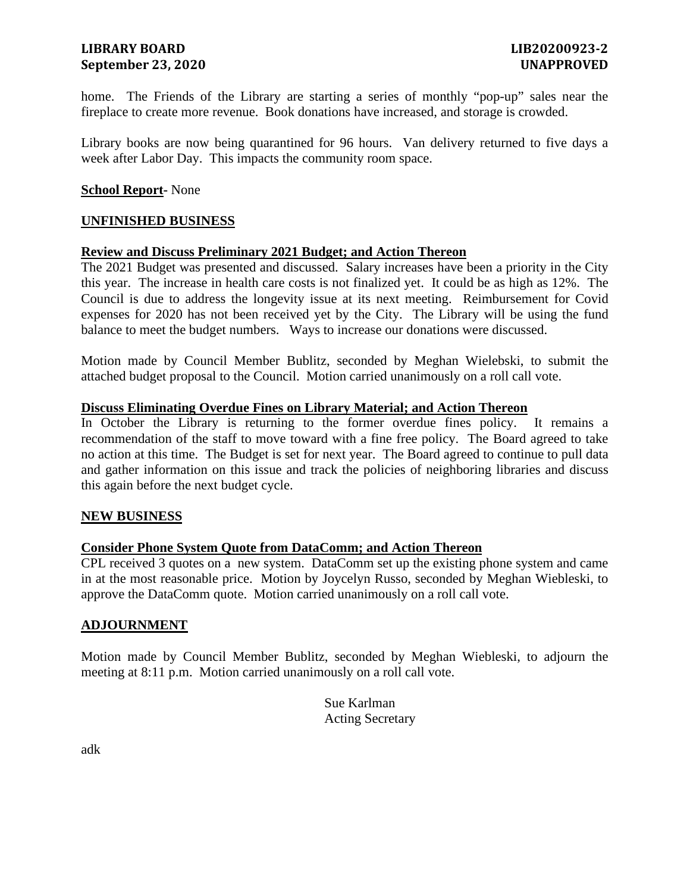home. The Friends of the Library are starting a series of monthly "pop-up" sales near the fireplace to create more revenue. Book donations have increased, and storage is crowded.

Library books are now being quarantined for 96 hours. Van delivery returned to five days a week after Labor Day. This impacts the community room space.

**School Report**- None

**UNFINISHED BUSINESS**

**Review and Discuss Preliminary 2021 Budget; and Action Thereon**

The 2021 Budget was presented and discussed. Salary increases have been a priority in the City this year. The increase in health care costs is not finalized yet. It could be as high as 12%. The Council is due to address the longevity issue at its next meeting. Reimbursement for Covid expenses for 2020 has not been received yet by the City. The Library will be using the fund balance to meet the budget numbers. Ways to increase our donations were discussed.

Motion made by Council Member Bublitz, seconded by Meghan Wielebski, to submit the attached budget proposal to the Council. Motion carried unanimously on a roll call vote.

**Discuss Eliminating Overdue Fines on Library Material; and Action Thereon**

In October the Library is returning to the former overdue fines policy. It remains a recommendation of the staff to move toward with a fine free policy. The Board agreed to take no action at this time. The Budget is set for next year. The Board agreed to continue to pull data and gather information on this issue and track the policies of neighboring libraries and discuss this again before the next budget cycle.

**NEW BUSINESS**

**Consider Phone System Quote from DataComm; and Action Thereon**

CPL received 3 quotes on a new system. DataComm set up the existing phone system and came in at the most reasonable price. Motion by Joycelyn Russo, seconded by Meghan Wiebleski, to approve the DataComm quote. Motion carried unanimously on a roll call vote.

**ADJOURNMENT**

Motion made by Council Member Bublitz, seconded by Meghan Wiebleski, to adjourn the meeting at 8:11 p.m. Motion carried unanimously on a roll call vote.

Sue Karlman
Acting Secretary

adk